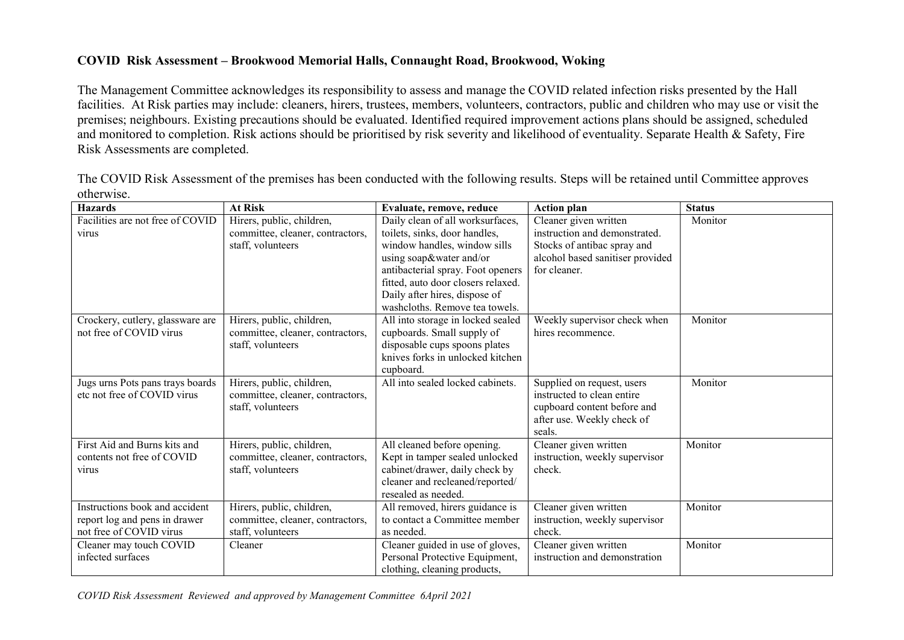**COVID Risk Assessment – Brookwood Memorial Halls, Connaught Road, Brookwood, Woking**

The Management Committee acknowledges its responsibility to assess and manage the COVID related infection risks presented by the Hall facilities. At Risk parties may include: cleaners, hirers, trustees, members, volunteers, contractors, public and children who may use or visit the premises; neighbours. Existing precautions should be evaluated. Identified required improvement actions plans should be assigned, scheduled and monitored to completion. Risk actions should be prioritised by risk severity and likelihood of eventuality. Separate Health & Safety, Fire Risk Assessments are completed.

The COVID Risk Assessment of the premises has been conducted with the following results. Steps will be retained until Committee approves otherwise.

| Hazards | At Risk | Evaluate, remove, reduce | Action plan | Status |
|---|---|---|---|---|
| Facilities are not free of COVID virus | Hirers, public, children, committee, cleaner, contractors, staff, volunteers | Daily clean of all worksurfaces, toilets, sinks, door handles, window handles, window sills using soap&water and/or antibacterial spray. Foot openers fitted, auto door closers relaxed. Daily after hires, dispose of washcloths. Remove tea towels. | Cleaner given written instruction and demonstrated. Stocks of antibac spray and alcohol based sanitiser provided for cleaner. | Monitor |
| Crockery, cutlery, glassware are not free of COVID virus | Hirers, public, children, committee, cleaner, contractors, staff, volunteers | All into storage in locked sealed cupboards. Small supply of disposable cups spoons plates knives forks in unlocked kitchen cupboard. | Weekly supervisor check when hires recommence. | Monitor |
| Jugs urns Pots pans trays boards etc not free of COVID virus | Hirers, public, children, committee, cleaner, contractors, staff, volunteers | All into sealed locked cabinets. | Supplied on request, users instructed to clean entire cupboard content before and after use. Weekly check of seals. | Monitor |
| First Aid and Burns kits and contents not free of COVID virus | Hirers, public, children, committee, cleaner, contractors, staff, volunteers | All cleaned before opening. Kept in tamper sealed unlocked cabinet/drawer, daily check by cleaner and recleaned/reported/ resealed as needed. | Cleaner given written instruction, weekly supervisor check. | Monitor |
| Instructions book and accident report log and pens in drawer not free of COVID virus | Hirers, public, children, committee, cleaner, contractors, staff, volunteers | All removed, hirers guidance is to contact a Committee member as needed. | Cleaner given written instruction, weekly supervisor check. | Monitor |
| Cleaner may touch COVID infected surfaces | Cleaner | Cleaner guided in use of gloves, Personal Protective Equipment, clothing, cleaning products, | Cleaner given written instruction and demonstration | Monitor |

*COVID Risk Assessment Reviewed and approved by Management Committee 6April 2021*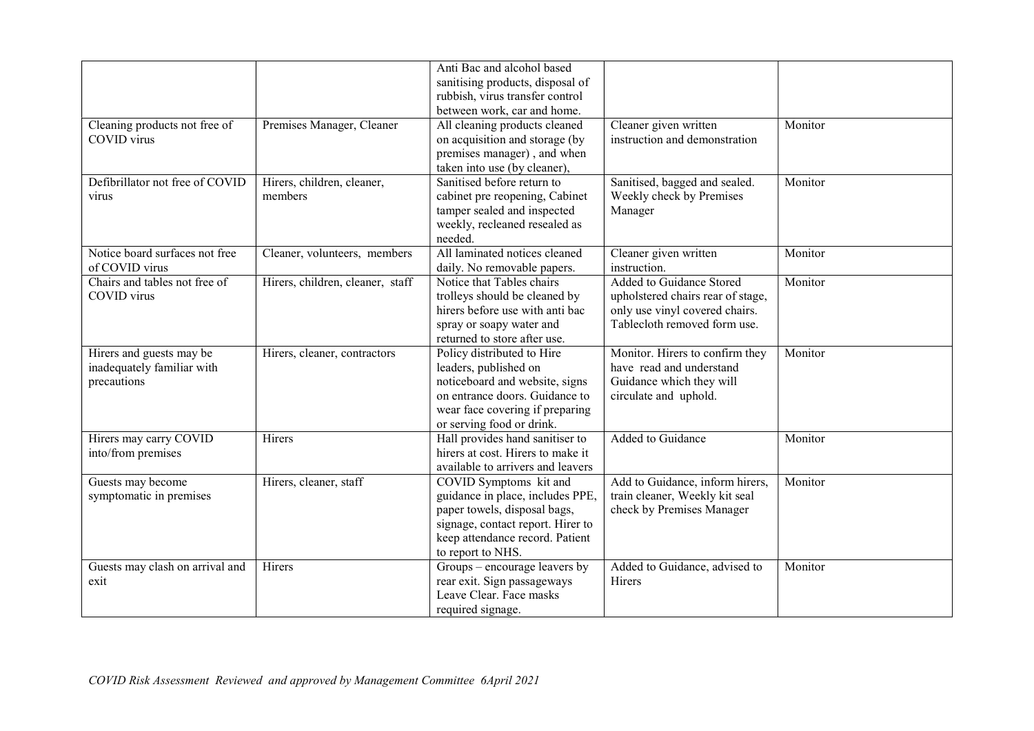| | | | | |
|---|---|---|---|---|
| | | Anti Bac and alcohol based sanitising products, disposal of rubbish, virus transfer control between work, car and home. | | |
| Cleaning products not free of COVID virus | Premises Manager, Cleaner | All cleaning products cleaned on acquisition and storage (by premises manager) , and when taken into use (by cleaner), | Cleaner given written instruction and demonstration | Monitor |
| Defibrillator not free of COVID virus | Hirers, children, cleaner, members | Sanitised before return to cabinet pre reopening, Cabinet tamper sealed and inspected weekly, recleaned resealed as needed. | Sanitised, bagged and sealed. Weekly check by Premises Manager | Monitor |
| Notice board surfaces not free of COVID virus | Cleaner, volunteers, members | All laminated notices cleaned daily. No removable papers. | Cleaner given written instruction. | Monitor |
| Chairs and tables not free of COVID virus | Hirers, children, cleaner, staff | Notice that Tables chairs trolleys should be cleaned by hirers before use with anti bac spray or soapy water and returned to store after use. | Added to Guidance Stored upholstered chairs rear of stage, only use vinyl covered chairs. Tablecloth removed form use. | Monitor |
| Hirers and guests may be inadequately familiar with precautions | Hirers, cleaner, contractors | Policy distributed to Hire leaders, published on noticeboard and website, signs on entrance doors. Guidance to wear face covering if preparing or serving food or drink. | Monitor. Hirers to confirm they have read and understand Guidance which they will circulate and uphold. | Monitor |
| Hirers may carry COVID into/from premises | Hirers | Hall provides hand sanitiser to hirers at cost. Hirers to make it available to arrivers and leavers | Added to Guidance | Monitor |
| Guests may become symptomatic in premises | Hirers, cleaner, staff | COVID Symptoms kit and guidance in place, includes PPE, paper towels, disposal bags, signage, contact report. Hirer to keep attendance record. Patient to report to NHS. | Add to Guidance, inform hirers, train cleaner, Weekly kit seal check by Premises Manager | Monitor |
| Guests may clash on arrival and exit | Hirers | Groups – encourage leavers by rear exit. Sign passageways Leave Clear. Face masks required signage. | Added to Guidance, advised to Hirers | Monitor |

*COVID Risk Assessment Reviewed and approved by Management Committee 6April 2021*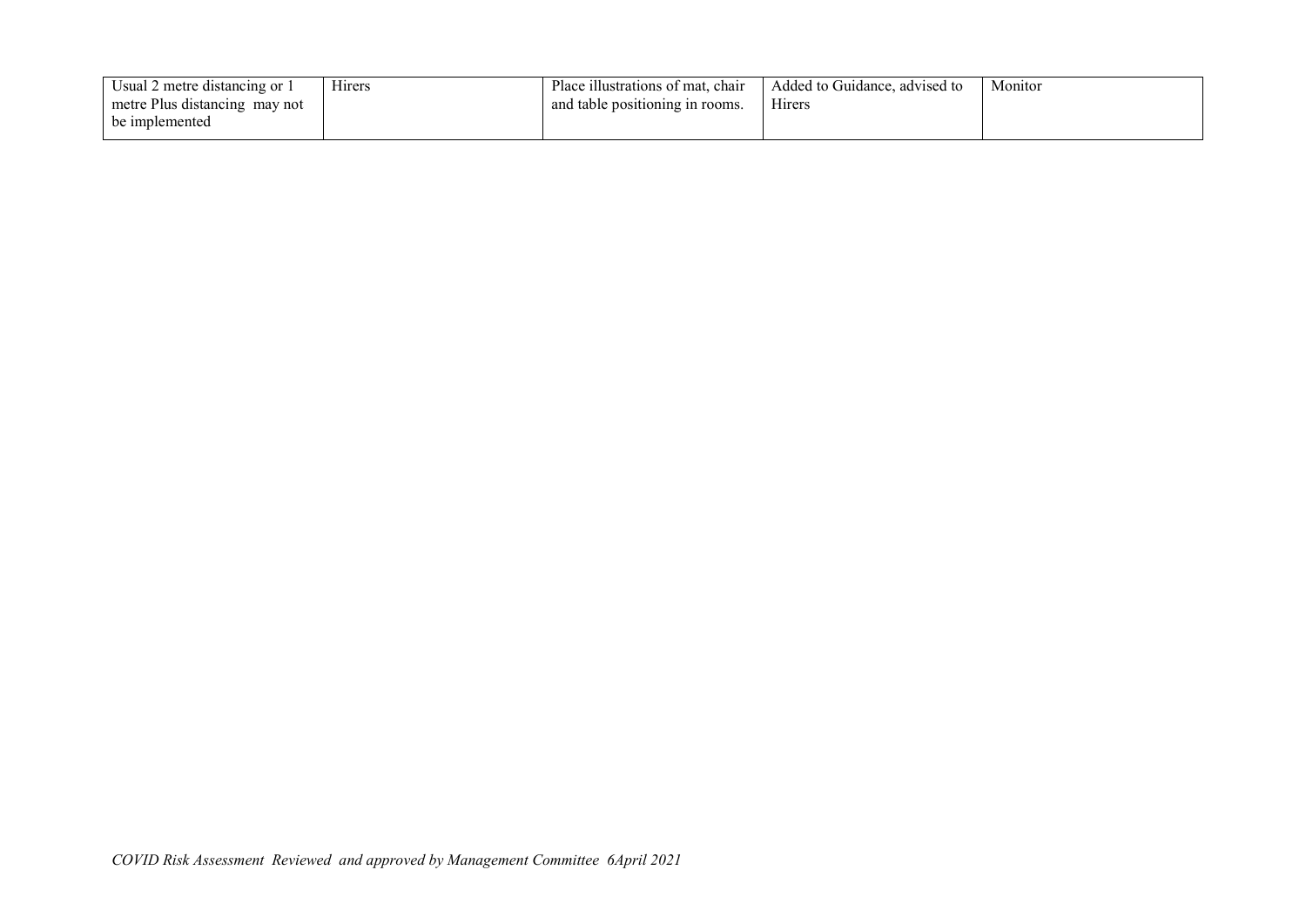| | | | | |
|---|---|---|---|---|
| Usual 2 metre distancing or 1 metre Plus distancing may not be implemented | Hirers | Place illustrations of mat, chair and table positioning in rooms. | Added to Guidance, advised to Hirers | Monitor |

*COVID Risk Assessment Reviewed and approved by Management Committee 6April 2021*